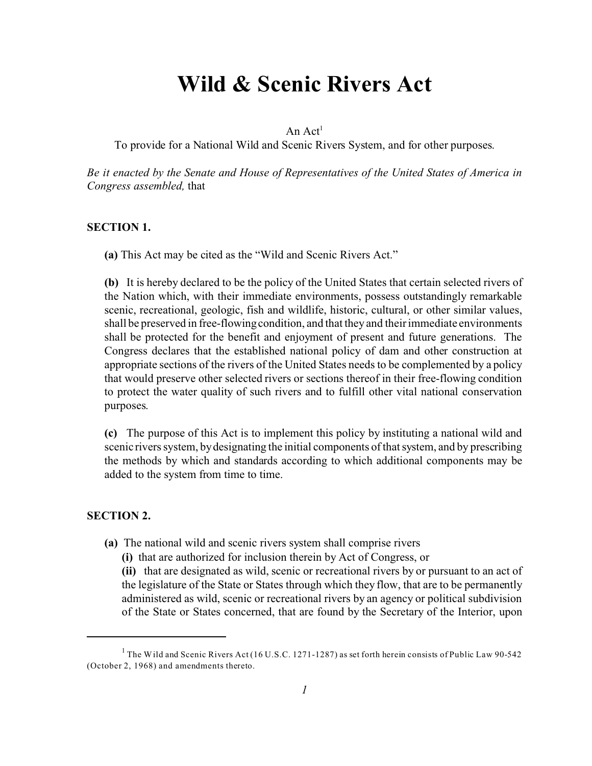# Wild & Scenic Rivers Act

An Act[1]

To provide for a National Wild and Scenic Rivers System, and for other purposes.

*Be it enacted by the Senate and House of Representatives of the United States of America in Congress assembled,* that

## SECTION 1.

**(a)** This Act may be cited as the "Wild and Scenic Rivers Act."

**(b)** It is hereby declared to be the policy of the United States that certain selected rivers of the Nation which, with their immediate environments, possess outstandingly remarkable scenic, recreational, geologic, fish and wildlife, historic, cultural, or other similar values, shall be preserved in free-flowing condition, and that they and their immediate environments shall be protected for the benefit and enjoyment of present and future generations. The Congress declares that the established national policy of dam and other construction at appropriate sections of the rivers of the United States needs to be complemented by a policy that would preserve other selected rivers or sections thereof in their free-flowing condition to protect the water quality of such rivers and to fulfill other vital national conservation purposes.

**(c)** The purpose of this Act is to implement this policy by instituting a national wild and scenic rivers system, by designating the initial components of that system, and by prescribing the methods by which and standards according to which additional components may be added to the system from time to time.

## SECTION 2.

**(a)** The national wild and scenic rivers system shall comprise rivers

**(i)** that are authorized for inclusion therein by Act of Congress, or

**(ii)** that are designated as wild, scenic or recreational rivers by or pursuant to an act of the legislature of the State or States through which they flow, that are to be permanently administered as wild, scenic or recreational rivers by an agency or political subdivision of the State or States concerned, that are found by the Secretary of the Interior, upon

---

[1] The Wild and Scenic Rivers Act (16 U.S.C. 1271-1287) as set forth herein consists of Public Law 90-542 (October 2, 1968) and amendments thereto.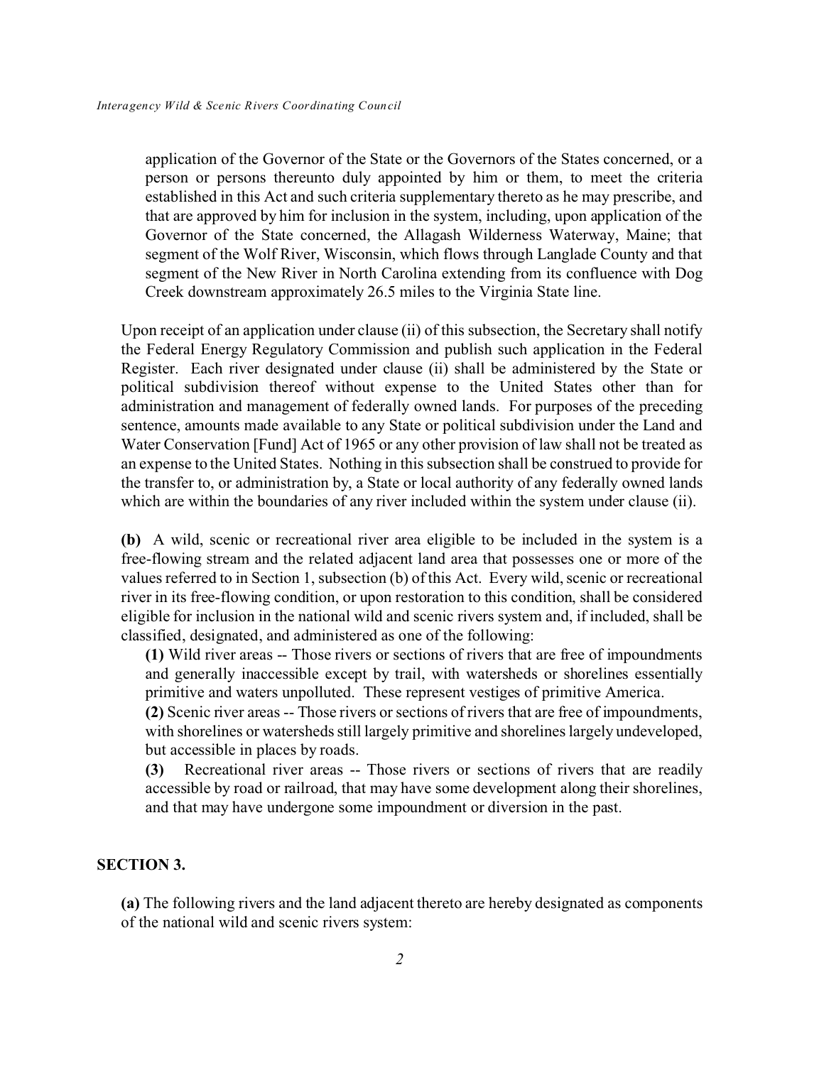application of the Governor of the State or the Governors of the States concerned, or a person or persons thereunto duly appointed by him or them, to meet the criteria established in this Act and such criteria supplementary thereto as he may prescribe, and that are approved by him for inclusion in the system, including, upon application of the Governor of the State concerned, the Allagash Wilderness Waterway, Maine; that segment of the Wolf River, Wisconsin, which flows through Langlade County and that segment of the New River in North Carolina extending from its confluence with Dog Creek downstream approximately 26.5 miles to the Virginia State line.

Upon receipt of an application under clause (ii) of this subsection, the Secretary shall notify the Federal Energy Regulatory Commission and publish such application in the Federal Register. Each river designated under clause (ii) shall be administered by the State or political subdivision thereof without expense to the United States other than for administration and management of federally owned lands. For purposes of the preceding sentence, amounts made available to any State or political subdivision under the Land and Water Conservation [Fund] Act of 1965 or any other provision of law shall not be treated as an expense to the United States. Nothing in this subsection shall be construed to provide for the transfer to, or administration by, a State or local authority of any federally owned lands which are within the boundaries of any river included within the system under clause (ii).

**(b)** A wild, scenic or recreational river area eligible to be included in the system is a free-flowing stream and the related adjacent land area that possesses one or more of the values referred to in Section 1, subsection (b) of this Act. Every wild, scenic or recreational river in its free-flowing condition, or upon restoration to this condition, shall be considered eligible for inclusion in the national wild and scenic rivers system and, if included, shall be classified, designated, and administered as one of the following:

**(1)** Wild river areas -- Those rivers or sections of rivers that are free of impoundments and generally inaccessible except by trail, with watersheds or shorelines essentially primitive and waters unpolluted. These represent vestiges of primitive America.

**(2)** Scenic river areas -- Those rivers or sections of rivers that are free of impoundments, with shorelines or watersheds still largely primitive and shorelines largely undeveloped, but accessible in places by roads.

**(3)** Recreational river areas -- Those rivers or sections of rivers that are readily accessible by road or railroad, that may have some development along their shorelines, and that may have undergone some impoundment or diversion in the past.

## SECTION 3.

**(a)** The following rivers and the land adjacent thereto are hereby designated as components of the national wild and scenic rivers system: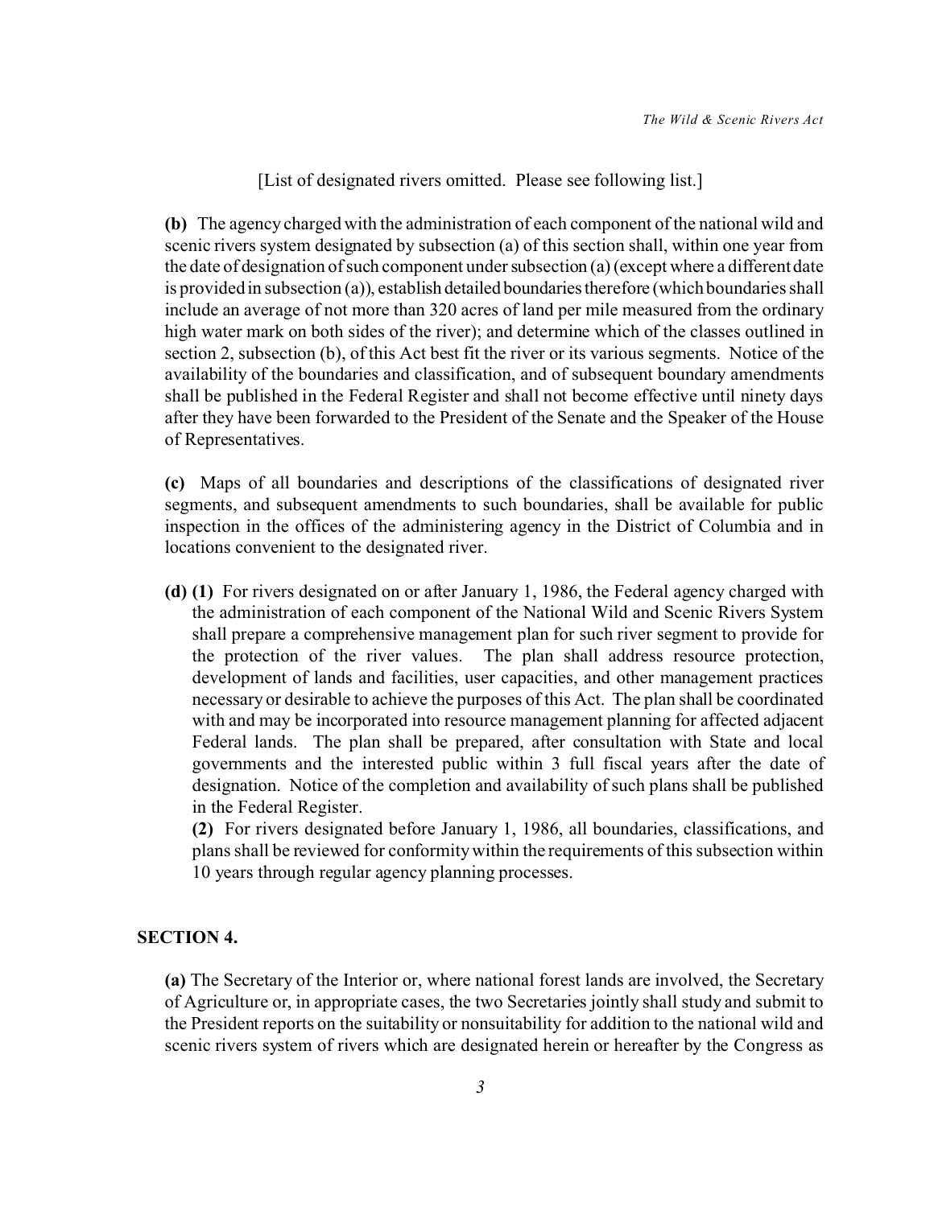[List of designated rivers omitted. Please see following list.]

**(b)** The agency charged with the administration of each component of the national wild and scenic rivers system designated by subsection (a) of this section shall, within one year from the date of designation of such component under subsection (a) (except where a different date is provided in subsection (a)), establish detailed boundaries therefore (which boundaries shall include an average of not more than 320 acres of land per mile measured from the ordinary high water mark on both sides of the river); and determine which of the classes outlined in section 2, subsection (b), of this Act best fit the river or its various segments. Notice of the availability of the boundaries and classification, and of subsequent boundary amendments shall be published in the Federal Register and shall not become effective until ninety days after they have been forwarded to the President of the Senate and the Speaker of the House of Representatives.

**(c)** Maps of all boundaries and descriptions of the classifications of designated river segments, and subsequent amendments to such boundaries, shall be available for public inspection in the offices of the administering agency in the District of Columbia and in locations convenient to the designated river.

**(d) (1)** For rivers designated on or after January 1, 1986, the Federal agency charged with the administration of each component of the National Wild and Scenic Rivers System shall prepare a comprehensive management plan for such river segment to provide for the protection of the river values. The plan shall address resource protection, development of lands and facilities, user capacities, and other management practices necessary or desirable to achieve the purposes of this Act. The plan shall be coordinated with and may be incorporated into resource management planning for affected adjacent Federal lands. The plan shall be prepared, after consultation with State and local governments and the interested public within 3 full fiscal years after the date of designation. Notice of the completion and availability of such plans shall be published in the Federal Register.

**(2)** For rivers designated before January 1, 1986, all boundaries, classifications, and plans shall be reviewed for conformity within the requirements of this subsection within 10 years through regular agency planning processes.

## SECTION 4.

**(a)** The Secretary of the Interior or, where national forest lands are involved, the Secretary of Agriculture or, in appropriate cases, the two Secretaries jointly shall study and submit to the President reports on the suitability or nonsuitability for addition to the national wild and scenic rivers system of rivers which are designated herein or hereafter by the Congress as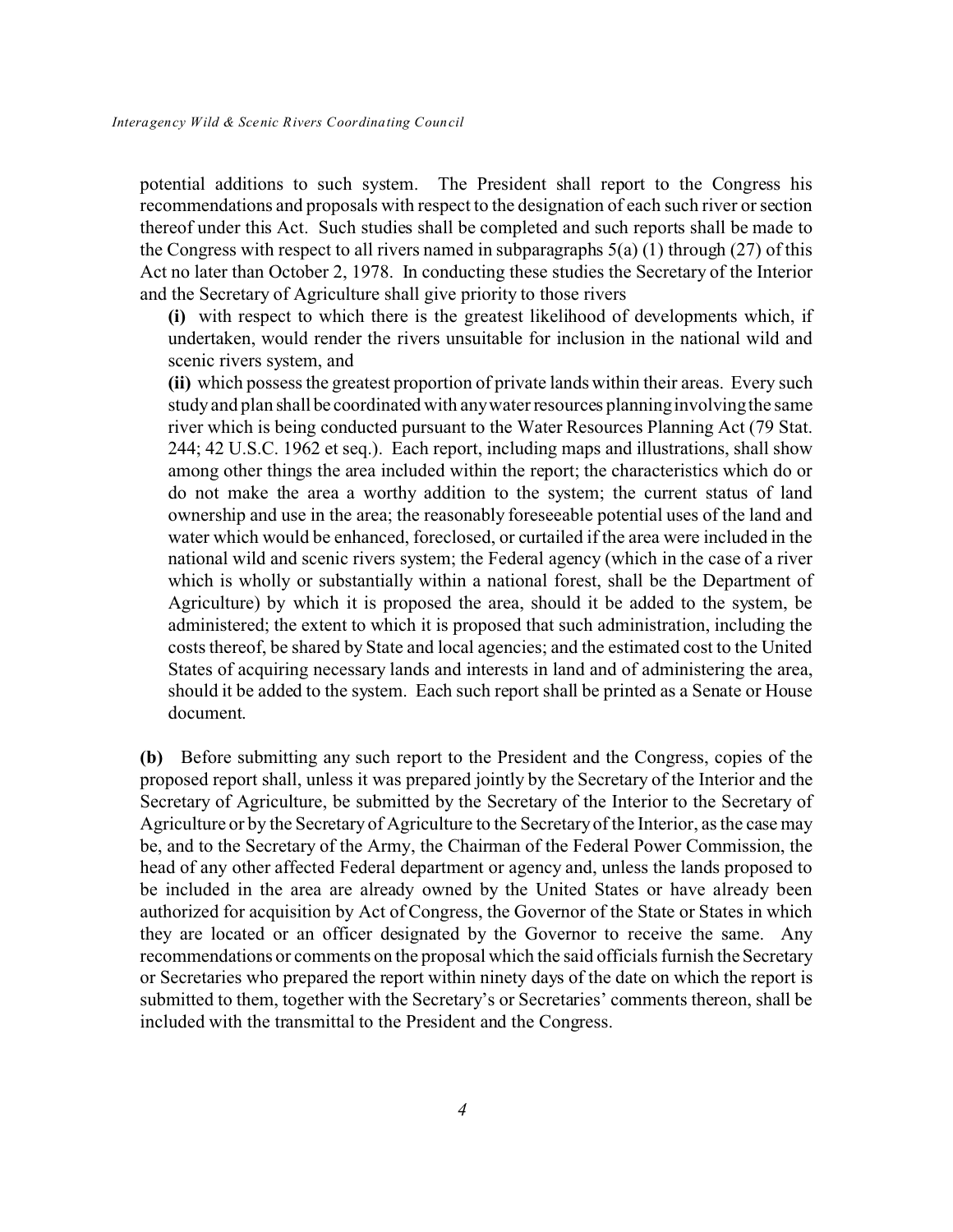potential additions to such system. The President shall report to the Congress his recommendations and proposals with respect to the designation of each such river or section thereof under this Act. Such studies shall be completed and such reports shall be made to the Congress with respect to all rivers named in subparagraphs 5(a) (1) through (27) of this Act no later than October 2, 1978. In conducting these studies the Secretary of the Interior and the Secretary of Agriculture shall give priority to those rivers

**(i)** with respect to which there is the greatest likelihood of developments which, if undertaken, would render the rivers unsuitable for inclusion in the national wild and scenic rivers system, and

**(ii)** which possess the greatest proportion of private lands within their areas. Every such study and plan shall be coordinated with any water resources planning involving the same river which is being conducted pursuant to the Water Resources Planning Act (79 Stat. 244; 42 U.S.C. 1962 et seq.). Each report, including maps and illustrations, shall show among other things the area included within the report; the characteristics which do or do not make the area a worthy addition to the system; the current status of land ownership and use in the area; the reasonably foreseeable potential uses of the land and water which would be enhanced, foreclosed, or curtailed if the area were included in the national wild and scenic rivers system; the Federal agency (which in the case of a river which is wholly or substantially within a national forest, shall be the Department of Agriculture) by which it is proposed the area, should it be added to the system, be administered; the extent to which it is proposed that such administration, including the costs thereof, be shared by State and local agencies; and the estimated cost to the United States of acquiring necessary lands and interests in land and of administering the area, should it be added to the system. Each such report shall be printed as a Senate or House document.

**(b)** Before submitting any such report to the President and the Congress, copies of the proposed report shall, unless it was prepared jointly by the Secretary of the Interior and the Secretary of Agriculture, be submitted by the Secretary of the Interior to the Secretary of Agriculture or by the Secretary of Agriculture to the Secretary of the Interior, as the case may be, and to the Secretary of the Army, the Chairman of the Federal Power Commission, the head of any other affected Federal department or agency and, unless the lands proposed to be included in the area are already owned by the United States or have already been authorized for acquisition by Act of Congress, the Governor of the State or States in which they are located or an officer designated by the Governor to receive the same. Any recommendations or comments on the proposal which the said officials furnish the Secretary or Secretaries who prepared the report within ninety days of the date on which the report is submitted to them, together with the Secretary's or Secretaries' comments thereon, shall be included with the transmittal to the President and the Congress.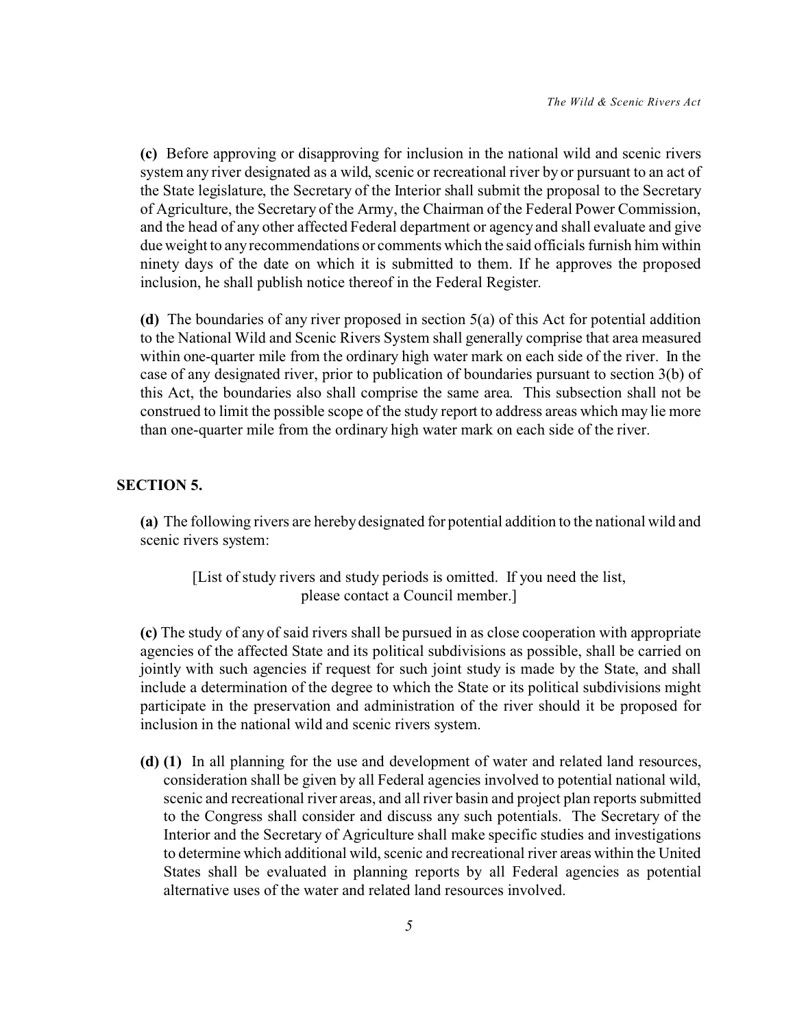**(c)** Before approving or disapproving for inclusion in the national wild and scenic rivers system any river designated as a wild, scenic or recreational river by or pursuant to an act of the State legislature, the Secretary of the Interior shall submit the proposal to the Secretary of Agriculture, the Secretary of the Army, the Chairman of the Federal Power Commission, and the head of any other affected Federal department or agency and shall evaluate and give due weight to any recommendations or comments which the said officials furnish him within ninety days of the date on which it is submitted to them. If he approves the proposed inclusion, he shall publish notice thereof in the Federal Register.

**(d)** The boundaries of any river proposed in section 5(a) of this Act for potential addition to the National Wild and Scenic Rivers System shall generally comprise that area measured within one-quarter mile from the ordinary high water mark on each side of the river. In the case of any designated river, prior to publication of boundaries pursuant to section 3(b) of this Act, the boundaries also shall comprise the same area. This subsection shall not be construed to limit the possible scope of the study report to address areas which may lie more than one-quarter mile from the ordinary high water mark on each side of the river.

## SECTION 5.

**(a)** The following rivers are hereby designated for potential addition to the national wild and scenic rivers system:

[List of study rivers and study periods is omitted. If you need the list, please contact a Council member.]

**(c)** The study of any of said rivers shall be pursued in as close cooperation with appropriate agencies of the affected State and its political subdivisions as possible, shall be carried on jointly with such agencies if request for such joint study is made by the State, and shall include a determination of the degree to which the State or its political subdivisions might participate in the preservation and administration of the river should it be proposed for inclusion in the national wild and scenic rivers system.

**(d) (1)** In all planning for the use and development of water and related land resources, consideration shall be given by all Federal agencies involved to potential national wild, scenic and recreational river areas, and all river basin and project plan reports submitted to the Congress shall consider and discuss any such potentials. The Secretary of the Interior and the Secretary of Agriculture shall make specific studies and investigations to determine which additional wild, scenic and recreational river areas within the United States shall be evaluated in planning reports by all Federal agencies as potential alternative uses of the water and related land resources involved.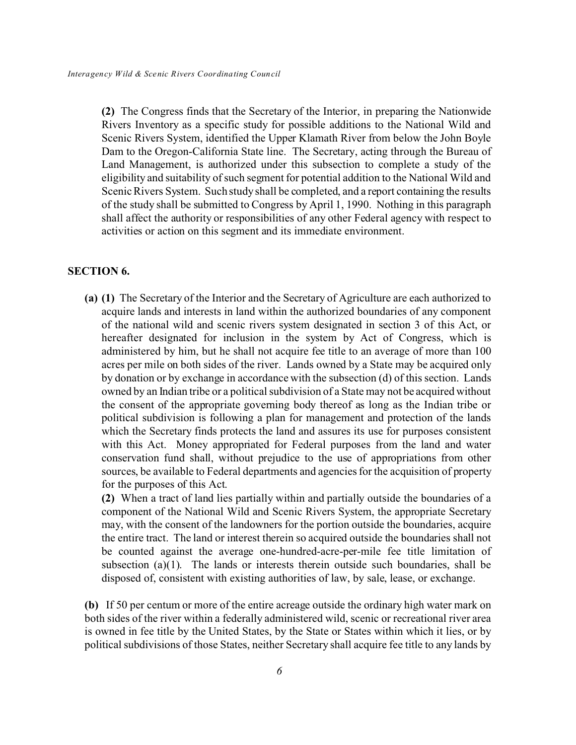**(2)** The Congress finds that the Secretary of the Interior, in preparing the Nationwide Rivers Inventory as a specific study for possible additions to the National Wild and Scenic Rivers System, identified the Upper Klamath River from below the John Boyle Dam to the Oregon-California State line. The Secretary, acting through the Bureau of Land Management, is authorized under this subsection to complete a study of the eligibility and suitability of such segment for potential addition to the National Wild and Scenic Rivers System. Such study shall be completed, and a report containing the results of the study shall be submitted to Congress by April 1, 1990. Nothing in this paragraph shall affect the authority or responsibilities of any other Federal agency with respect to activities or action on this segment and its immediate environment.

## SECTION 6.

**(a) (1)** The Secretary of the Interior and the Secretary of Agriculture are each authorized to acquire lands and interests in land within the authorized boundaries of any component of the national wild and scenic rivers system designated in section 3 of this Act, or hereafter designated for inclusion in the system by Act of Congress, which is administered by him, but he shall not acquire fee title to an average of more than 100 acres per mile on both sides of the river. Lands owned by a State may be acquired only by donation or by exchange in accordance with the subsection (d) of this section. Lands owned by an Indian tribe or a political subdivision of a State may not be acquired without the consent of the appropriate governing body thereof as long as the Indian tribe or political subdivision is following a plan for management and protection of the lands which the Secretary finds protects the land and assures its use for purposes consistent with this Act. Money appropriated for Federal purposes from the land and water conservation fund shall, without prejudice to the use of appropriations from other sources, be available to Federal departments and agencies for the acquisition of property for the purposes of this Act.

**(2)** When a tract of land lies partially within and partially outside the boundaries of a component of the National Wild and Scenic Rivers System, the appropriate Secretary may, with the consent of the landowners for the portion outside the boundaries, acquire the entire tract. The land or interest therein so acquired outside the boundaries shall not be counted against the average one-hundred-acre-per-mile fee title limitation of subsection (a)(1). The lands or interests therein outside such boundaries, shall be disposed of, consistent with existing authorities of law, by sale, lease, or exchange.

**(b)** If 50 per centum or more of the entire acreage outside the ordinary high water mark on both sides of the river within a federally administered wild, scenic or recreational river area is owned in fee title by the United States, by the State or States within which it lies, or by political subdivisions of those States, neither Secretary shall acquire fee title to any lands by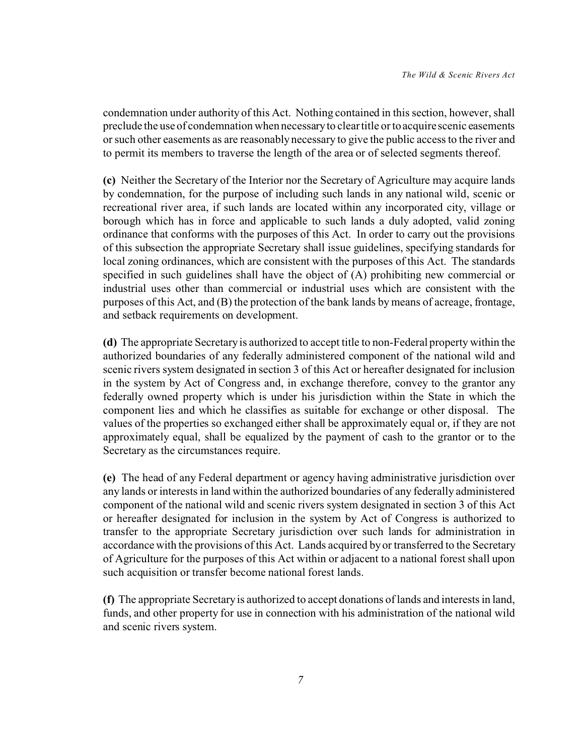condemnation under authority of this Act. Nothing contained in this section, however, shall preclude the use of condemnation when necessary to clear title or to acquire scenic easements or such other easements as are reasonably necessary to give the public access to the river and to permit its members to traverse the length of the area or of selected segments thereof.

**(c)** Neither the Secretary of the Interior nor the Secretary of Agriculture may acquire lands by condemnation, for the purpose of including such lands in any national wild, scenic or recreational river area, if such lands are located within any incorporated city, village or borough which has in force and applicable to such lands a duly adopted, valid zoning ordinance that conforms with the purposes of this Act. In order to carry out the provisions of this subsection the appropriate Secretary shall issue guidelines, specifying standards for local zoning ordinances, which are consistent with the purposes of this Act. The standards specified in such guidelines shall have the object of (A) prohibiting new commercial or industrial uses other than commercial or industrial uses which are consistent with the purposes of this Act, and (B) the protection of the bank lands by means of acreage, frontage, and setback requirements on development.

**(d)** The appropriate Secretary is authorized to accept title to non-Federal property within the authorized boundaries of any federally administered component of the national wild and scenic rivers system designated in section 3 of this Act or hereafter designated for inclusion in the system by Act of Congress and, in exchange therefore, convey to the grantor any federally owned property which is under his jurisdiction within the State in which the component lies and which he classifies as suitable for exchange or other disposal. The values of the properties so exchanged either shall be approximately equal or, if they are not approximately equal, shall be equalized by the payment of cash to the grantor or to the Secretary as the circumstances require.

**(e)** The head of any Federal department or agency having administrative jurisdiction over any lands or interests in land within the authorized boundaries of any federally administered component of the national wild and scenic rivers system designated in section 3 of this Act or hereafter designated for inclusion in the system by Act of Congress is authorized to transfer to the appropriate Secretary jurisdiction over such lands for administration in accordance with the provisions of this Act. Lands acquired by or transferred to the Secretary of Agriculture for the purposes of this Act within or adjacent to a national forest shall upon such acquisition or transfer become national forest lands.

**(f)** The appropriate Secretary is authorized to accept donations of lands and interests in land, funds, and other property for use in connection with his administration of the national wild and scenic rivers system.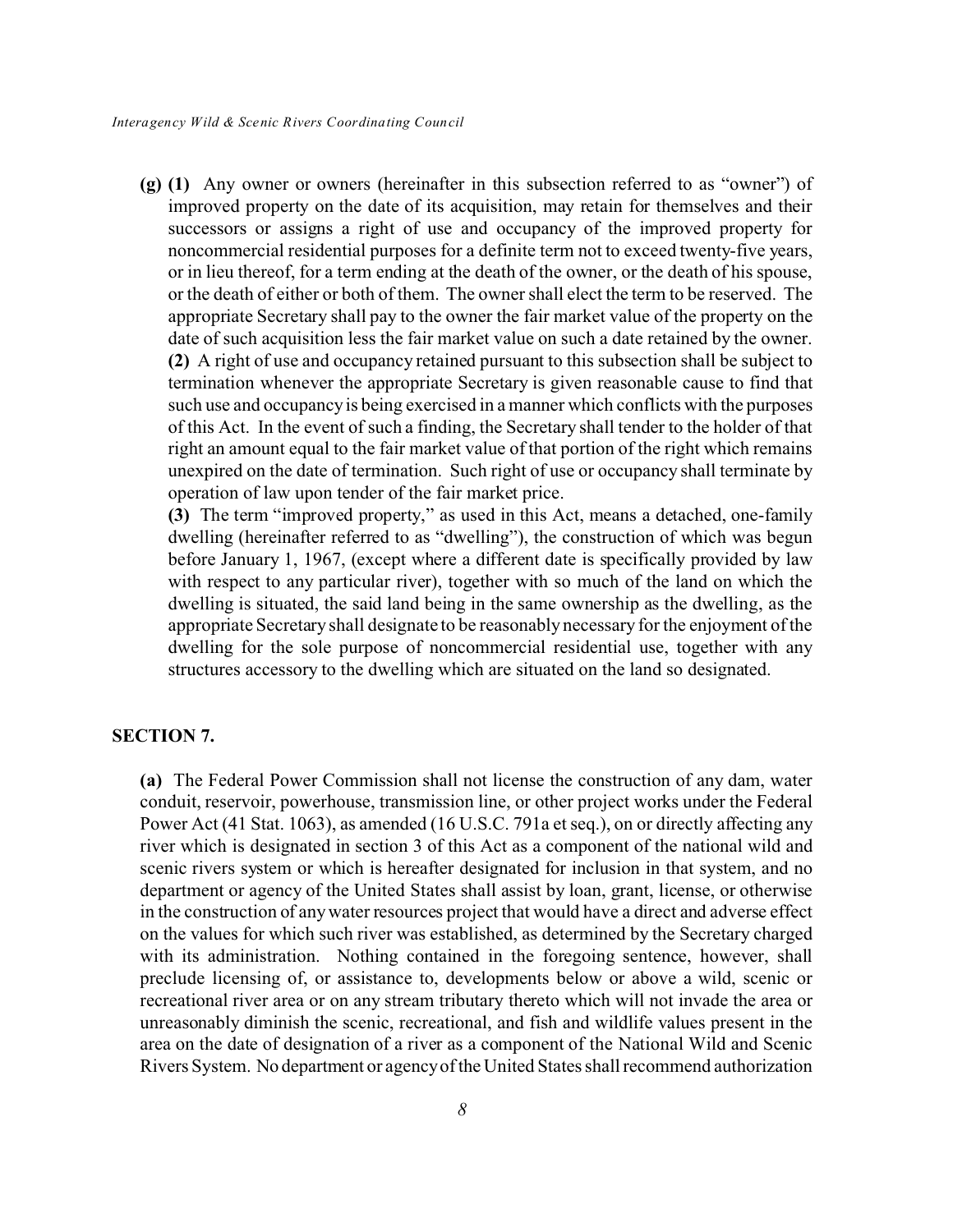**(g) (1)** Any owner or owners (hereinafter in this subsection referred to as "owner") of improved property on the date of its acquisition, may retain for themselves and their successors or assigns a right of use and occupancy of the improved property for noncommercial residential purposes for a definite term not to exceed twenty-five years, or in lieu thereof, for a term ending at the death of the owner, or the death of his spouse, or the death of either or both of them. The owner shall elect the term to be reserved. The appropriate Secretary shall pay to the owner the fair market value of the property on the date of such acquisition less the fair market value on such a date retained by the owner.

**(2)** A right of use and occupancy retained pursuant to this subsection shall be subject to termination whenever the appropriate Secretary is given reasonable cause to find that such use and occupancy is being exercised in a manner which conflicts with the purposes of this Act. In the event of such a finding, the Secretary shall tender to the holder of that right an amount equal to the fair market value of that portion of the right which remains unexpired on the date of termination. Such right of use or occupancy shall terminate by operation of law upon tender of the fair market price.

**(3)** The term "improved property," as used in this Act, means a detached, one-family dwelling (hereinafter referred to as "dwelling"), the construction of which was begun before January 1, 1967, (except where a different date is specifically provided by law with respect to any particular river), together with so much of the land on which the dwelling is situated, the said land being in the same ownership as the dwelling, as the appropriate Secretary shall designate to be reasonably necessary for the enjoyment of the dwelling for the sole purpose of noncommercial residential use, together with any structures accessory to the dwelling which are situated on the land so designated.

## SECTION 7.

**(a)** The Federal Power Commission shall not license the construction of any dam, water conduit, reservoir, powerhouse, transmission line, or other project works under the Federal Power Act (41 Stat. 1063), as amended (16 U.S.C. 791a et seq.), on or directly affecting any river which is designated in section 3 of this Act as a component of the national wild and scenic rivers system or which is hereafter designated for inclusion in that system, and no department or agency of the United States shall assist by loan, grant, license, or otherwise in the construction of any water resources project that would have a direct and adverse effect on the values for which such river was established, as determined by the Secretary charged with its administration. Nothing contained in the foregoing sentence, however, shall preclude licensing of, or assistance to, developments below or above a wild, scenic or recreational river area or on any stream tributary thereto which will not invade the area or unreasonably diminish the scenic, recreational, and fish and wildlife values present in the area on the date of designation of a river as a component of the National Wild and Scenic Rivers System. No department or agency of the United States shall recommend authorization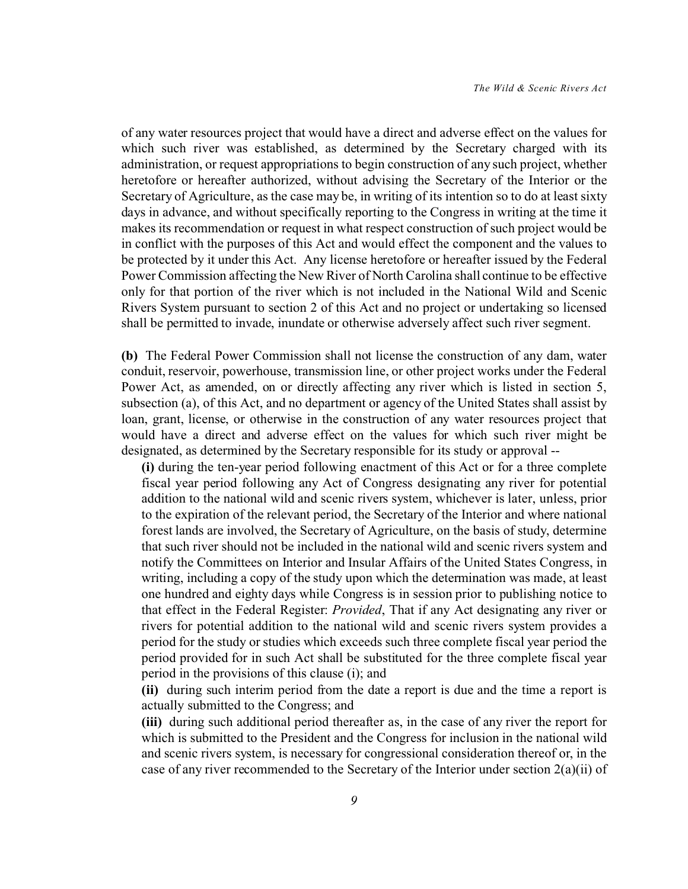of any water resources project that would have a direct and adverse effect on the values for which such river was established, as determined by the Secretary charged with its administration, or request appropriations to begin construction of any such project, whether heretofore or hereafter authorized, without advising the Secretary of the Interior or the Secretary of Agriculture, as the case may be, in writing of its intention so to do at least sixty days in advance, and without specifically reporting to the Congress in writing at the time it makes its recommendation or request in what respect construction of such project would be in conflict with the purposes of this Act and would effect the component and the values to be protected by it under this Act. Any license heretofore or hereafter issued by the Federal Power Commission affecting the New River of North Carolina shall continue to be effective only for that portion of the river which is not included in the National Wild and Scenic Rivers System pursuant to section 2 of this Act and no project or undertaking so licensed shall be permitted to invade, inundate or otherwise adversely affect such river segment.

**(b)** The Federal Power Commission shall not license the construction of any dam, water conduit, reservoir, powerhouse, transmission line, or other project works under the Federal Power Act, as amended, on or directly affecting any river which is listed in section 5, subsection (a), of this Act, and no department or agency of the United States shall assist by loan, grant, license, or otherwise in the construction of any water resources project that would have a direct and adverse effect on the values for which such river might be designated, as determined by the Secretary responsible for its study or approval --

**(i)** during the ten-year period following enactment of this Act or for a three complete fiscal year period following any Act of Congress designating any river for potential addition to the national wild and scenic rivers system, whichever is later, unless, prior to the expiration of the relevant period, the Secretary of the Interior and where national forest lands are involved, the Secretary of Agriculture, on the basis of study, determine that such river should not be included in the national wild and scenic rivers system and notify the Committees on Interior and Insular Affairs of the United States Congress, in writing, including a copy of the study upon which the determination was made, at least one hundred and eighty days while Congress is in session prior to publishing notice to that effect in the Federal Register: *Provided*, That if any Act designating any river or rivers for potential addition to the national wild and scenic rivers system provides a period for the study or studies which exceeds such three complete fiscal year period the period provided for in such Act shall be substituted for the three complete fiscal year period in the provisions of this clause (i); and

**(ii)** during such interim period from the date a report is due and the time a report is actually submitted to the Congress; and

**(iii)** during such additional period thereafter as, in the case of any river the report for which is submitted to the President and the Congress for inclusion in the national wild and scenic rivers system, is necessary for congressional consideration thereof or, in the case of any river recommended to the Secretary of the Interior under section 2(a)(ii) of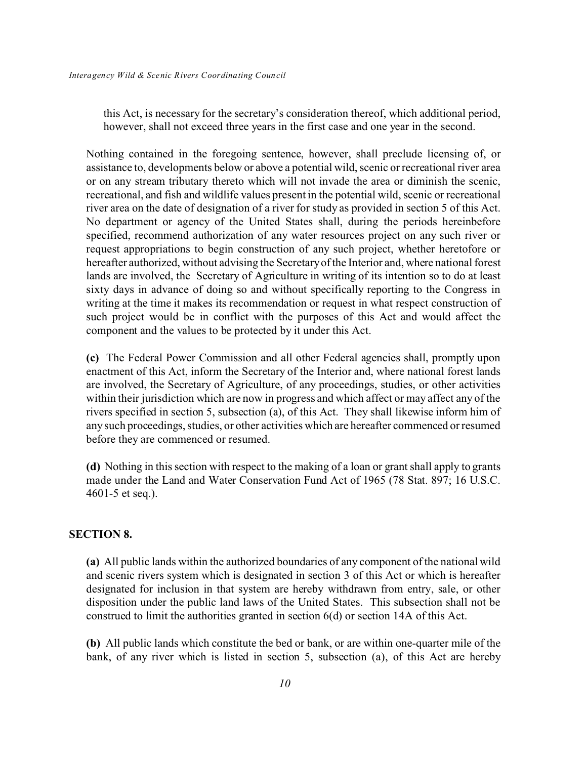this Act, is necessary for the secretary's consideration thereof, which additional period, however, shall not exceed three years in the first case and one year in the second.

Nothing contained in the foregoing sentence, however, shall preclude licensing of, or assistance to, developments below or above a potential wild, scenic or recreational river area or on any stream tributary thereto which will not invade the area or diminish the scenic, recreational, and fish and wildlife values present in the potential wild, scenic or recreational river area on the date of designation of a river for study as provided in section 5 of this Act. No department or agency of the United States shall, during the periods hereinbefore specified, recommend authorization of any water resources project on any such river or request appropriations to begin construction of any such project, whether heretofore or hereafter authorized, without advising the Secretary of the Interior and, where national forest lands are involved, the Secretary of Agriculture in writing of its intention so to do at least sixty days in advance of doing so and without specifically reporting to the Congress in writing at the time it makes its recommendation or request in what respect construction of such project would be in conflict with the purposes of this Act and would affect the component and the values to be protected by it under this Act.

**(c)** The Federal Power Commission and all other Federal agencies shall, promptly upon enactment of this Act, inform the Secretary of the Interior and, where national forest lands are involved, the Secretary of Agriculture, of any proceedings, studies, or other activities within their jurisdiction which are now in progress and which affect or may affect any of the rivers specified in section 5, subsection (a), of this Act. They shall likewise inform him of any such proceedings, studies, or other activities which are hereafter commenced or resumed before they are commenced or resumed.

**(d)** Nothing in this section with respect to the making of a loan or grant shall apply to grants made under the Land and Water Conservation Fund Act of 1965 (78 Stat. 897; 16 U.S.C. 4601-5 et seq.).

## SECTION 8.

**(a)** All public lands within the authorized boundaries of any component of the national wild and scenic rivers system which is designated in section 3 of this Act or which is hereafter designated for inclusion in that system are hereby withdrawn from entry, sale, or other disposition under the public land laws of the United States. This subsection shall not be construed to limit the authorities granted in section 6(d) or section 14A of this Act.

**(b)** All public lands which constitute the bed or bank, or are within one-quarter mile of the bank, of any river which is listed in section 5, subsection (a), of this Act are hereby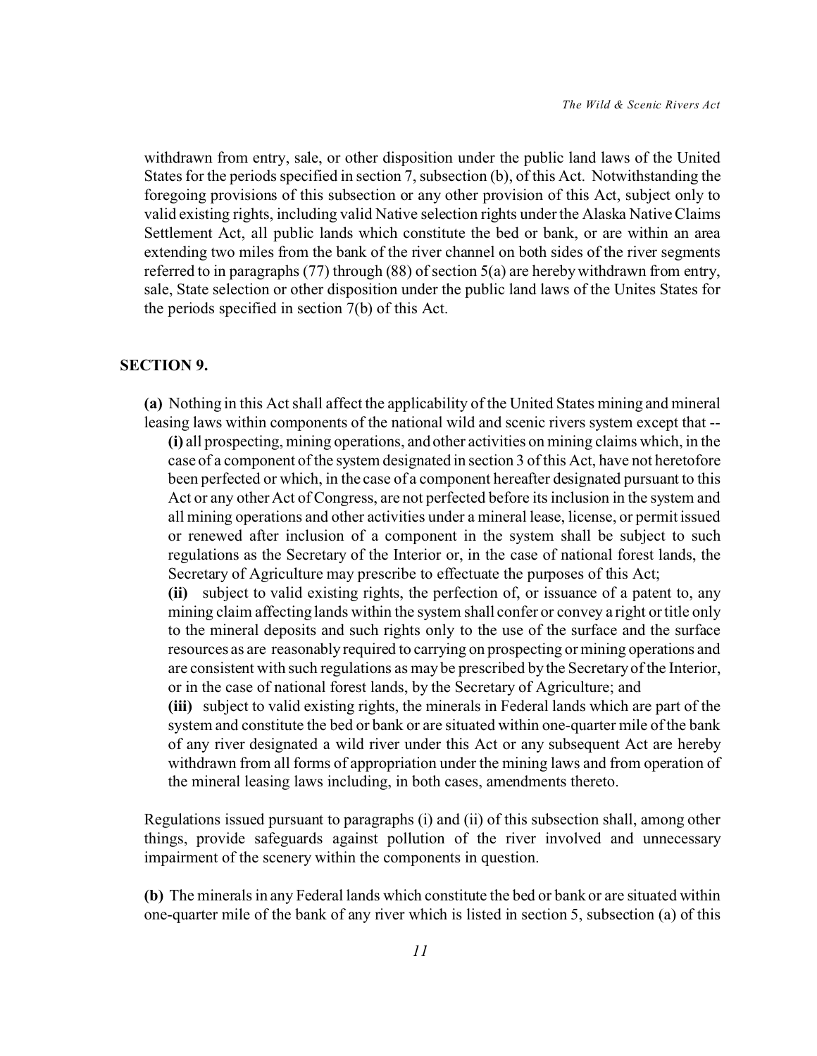withdrawn from entry, sale, or other disposition under the public land laws of the United States for the periods specified in section 7, subsection (b), of this Act. Notwithstanding the foregoing provisions of this subsection or any other provision of this Act, subject only to valid existing rights, including valid Native selection rights under the Alaska Native Claims Settlement Act, all public lands which constitute the bed or bank, or are within an area extending two miles from the bank of the river channel on both sides of the river segments referred to in paragraphs (77) through (88) of section 5(a) are hereby withdrawn from entry, sale, State selection or other disposition under the public land laws of the Unites States for the periods specified in section 7(b) of this Act.

## SECTION 9.

**(a)** Nothing in this Act shall affect the applicability of the United States mining and mineral leasing laws within components of the national wild and scenic rivers system except that --

**(i)** all prospecting, mining operations, and other activities on mining claims which, in the case of a component of the system designated in section 3 of this Act, have not heretofore been perfected or which, in the case of a component hereafter designated pursuant to this Act or any other Act of Congress, are not perfected before its inclusion in the system and all mining operations and other activities under a mineral lease, license, or permit issued or renewed after inclusion of a component in the system shall be subject to such regulations as the Secretary of the Interior or, in the case of national forest lands, the Secretary of Agriculture may prescribe to effectuate the purposes of this Act;

**(ii)** subject to valid existing rights, the perfection of, or issuance of a patent to, any mining claim affecting lands within the system shall confer or convey a right or title only to the mineral deposits and such rights only to the use of the surface and the surface resources as are reasonably required to carrying on prospecting or mining operations and are consistent with such regulations as may be prescribed by the Secretary of the Interior, or in the case of national forest lands, by the Secretary of Agriculture; and

**(iii)** subject to valid existing rights, the minerals in Federal lands which are part of the system and constitute the bed or bank or are situated within one-quarter mile of the bank of any river designated a wild river under this Act or any subsequent Act are hereby withdrawn from all forms of appropriation under the mining laws and from operation of the mineral leasing laws including, in both cases, amendments thereto.

Regulations issued pursuant to paragraphs (i) and (ii) of this subsection shall, among other things, provide safeguards against pollution of the river involved and unnecessary impairment of the scenery within the components in question.

**(b)** The minerals in any Federal lands which constitute the bed or bank or are situated within one-quarter mile of the bank of any river which is listed in section 5, subsection (a) of this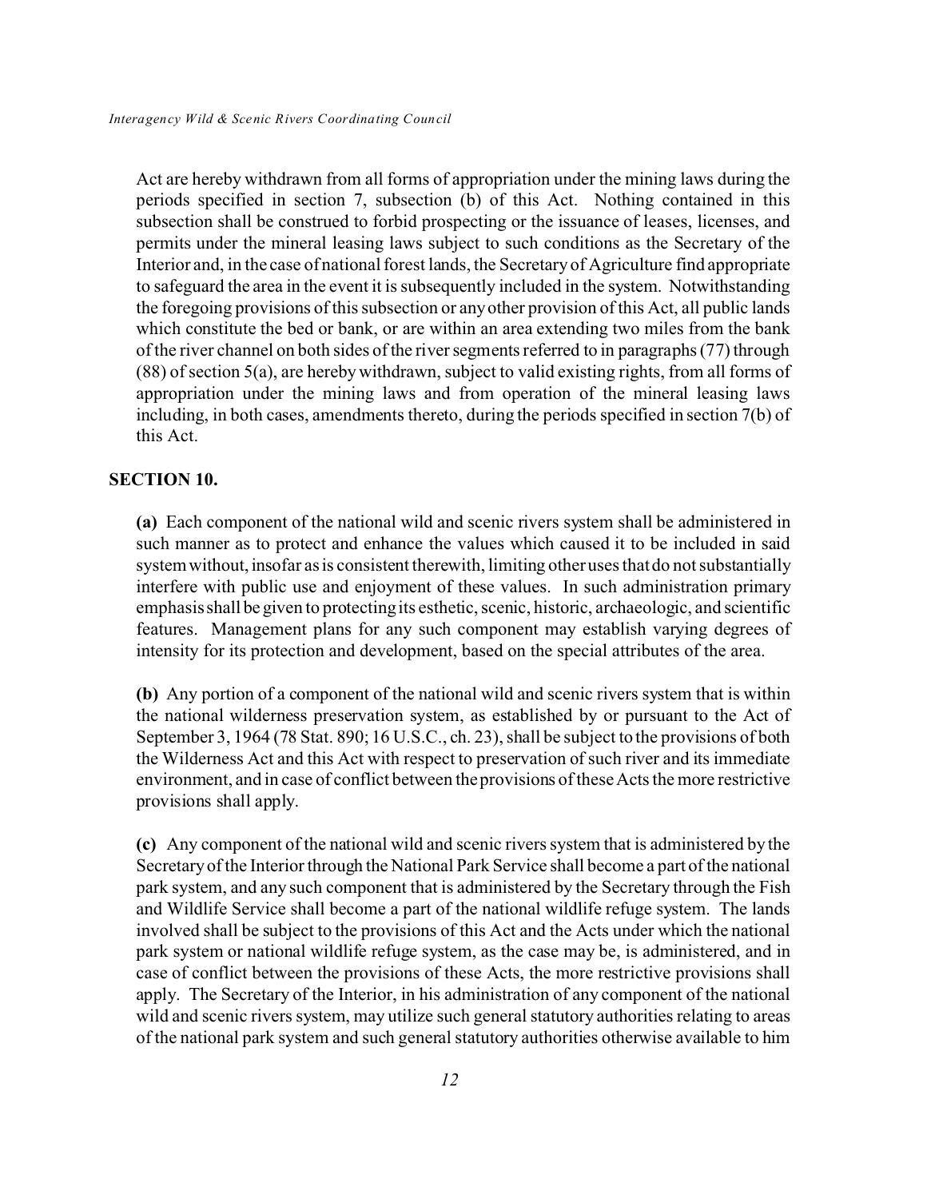Act are hereby withdrawn from all forms of appropriation under the mining laws during the periods specified in section 7, subsection (b) of this Act. Nothing contained in this subsection shall be construed to forbid prospecting or the issuance of leases, licenses, and permits under the mineral leasing laws subject to such conditions as the Secretary of the Interior and, in the case of national forest lands, the Secretary of Agriculture find appropriate to safeguard the area in the event it is subsequently included in the system. Notwithstanding the foregoing provisions of this subsection or any other provision of this Act, all public lands which constitute the bed or bank, or are within an area extending two miles from the bank of the river channel on both sides of the river segments referred to in paragraphs (77) through (88) of section 5(a), are hereby withdrawn, subject to valid existing rights, from all forms of appropriation under the mining laws and from operation of the mineral leasing laws including, in both cases, amendments thereto, during the periods specified in section 7(b) of this Act.

## SECTION 10.

**(a)** Each component of the national wild and scenic rivers system shall be administered in such manner as to protect and enhance the values which caused it to be included in said system without, insofar as is consistent therewith, limiting other uses that do not substantially interfere with public use and enjoyment of these values. In such administration primary emphasis shall be given to protecting its esthetic, scenic, historic, archaeologic, and scientific features. Management plans for any such component may establish varying degrees of intensity for its protection and development, based on the special attributes of the area.

**(b)** Any portion of a component of the national wild and scenic rivers system that is within the national wilderness preservation system, as established by or pursuant to the Act of September 3, 1964 (78 Stat. 890; 16 U.S.C., ch. 23), shall be subject to the provisions of both the Wilderness Act and this Act with respect to preservation of such river and its immediate environment, and in case of conflict between the provisions of these Acts the more restrictive provisions shall apply.

**(c)** Any component of the national wild and scenic rivers system that is administered by the Secretary of the Interior through the National Park Service shall become a part of the national park system, and any such component that is administered by the Secretary through the Fish and Wildlife Service shall become a part of the national wildlife refuge system. The lands involved shall be subject to the provisions of this Act and the Acts under which the national park system or national wildlife refuge system, as the case may be, is administered, and in case of conflict between the provisions of these Acts, the more restrictive provisions shall apply. The Secretary of the Interior, in his administration of any component of the national wild and scenic rivers system, may utilize such general statutory authorities relating to areas of the national park system and such general statutory authorities otherwise available to him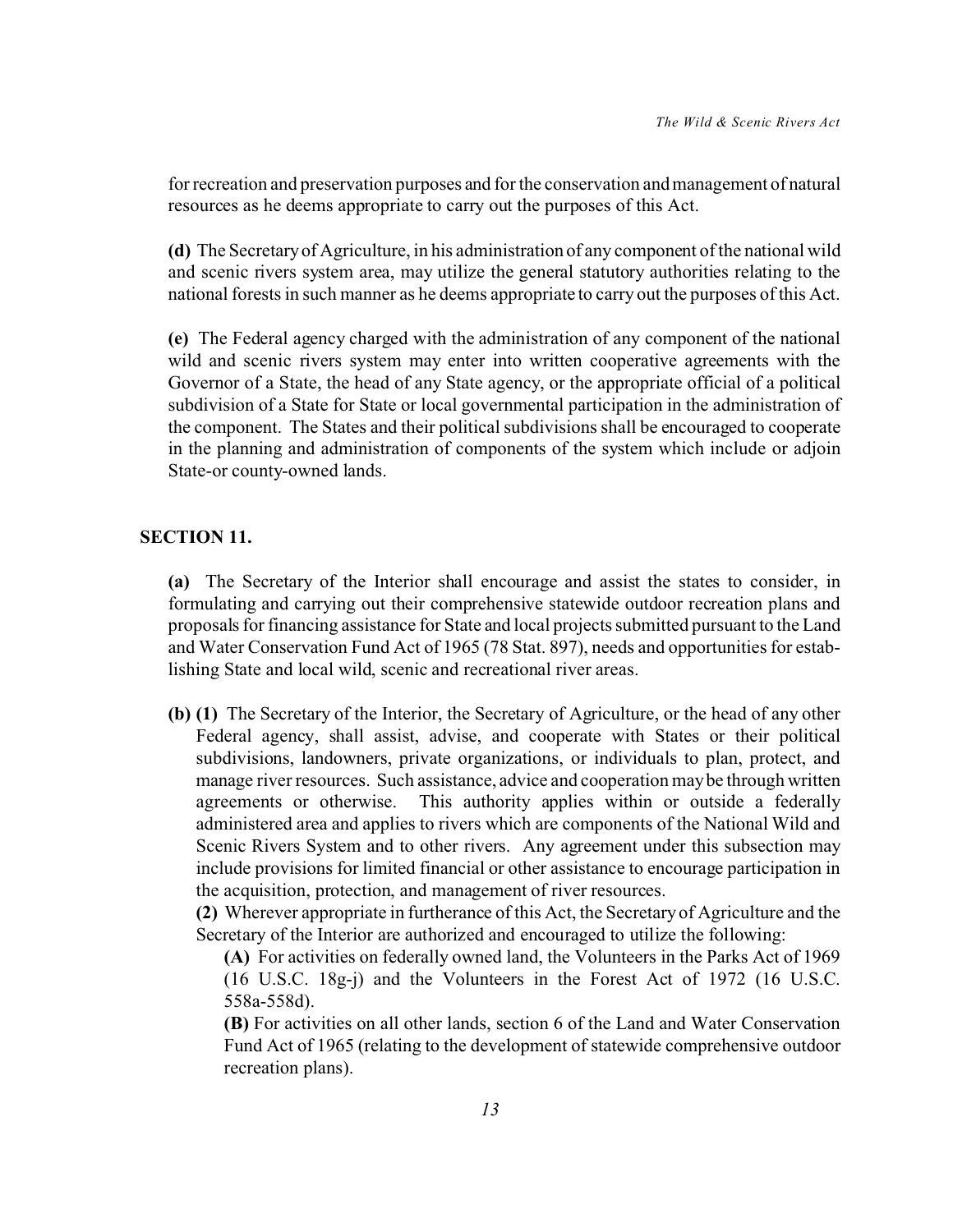for recreation and preservation purposes and for the conservation and management of natural resources as he deems appropriate to carry out the purposes of this Act.

**(d)** The Secretary of Agriculture, in his administration of any component of the national wild and scenic rivers system area, may utilize the general statutory authorities relating to the national forests in such manner as he deems appropriate to carry out the purposes of this Act.

**(e)** The Federal agency charged with the administration of any component of the national wild and scenic rivers system may enter into written cooperative agreements with the Governor of a State, the head of any State agency, or the appropriate official of a political subdivision of a State for State or local governmental participation in the administration of the component. The States and their political subdivisions shall be encouraged to cooperate in the planning and administration of components of the system which include or adjoin State-or county-owned lands.

## SECTION 11.

**(a)** The Secretary of the Interior shall encourage and assist the states to consider, in formulating and carrying out their comprehensive statewide outdoor recreation plans and proposals for financing assistance for State and local projects submitted pursuant to the Land and Water Conservation Fund Act of 1965 (78 Stat. 897), needs and opportunities for establishing State and local wild, scenic and recreational river areas.

**(b) (1)** The Secretary of the Interior, the Secretary of Agriculture, or the head of any other Federal agency, shall assist, advise, and cooperate with States or their political subdivisions, landowners, private organizations, or individuals to plan, protect, and manage river resources. Such assistance, advice and cooperation may be through written agreements or otherwise. This authority applies within or outside a federally administered area and applies to rivers which are components of the National Wild and Scenic Rivers System and to other rivers. Any agreement under this subsection may include provisions for limited financial or other assistance to encourage participation in the acquisition, protection, and management of river resources.

**(2)** Wherever appropriate in furtherance of this Act, the Secretary of Agriculture and the Secretary of the Interior are authorized and encouraged to utilize the following:

**(A)** For activities on federally owned land, the Volunteers in the Parks Act of 1969 (16 U.S.C. 18g-j) and the Volunteers in the Forest Act of 1972 (16 U.S.C. 558a-558d).

**(B)** For activities on all other lands, section 6 of the Land and Water Conservation Fund Act of 1965 (relating to the development of statewide comprehensive outdoor recreation plans).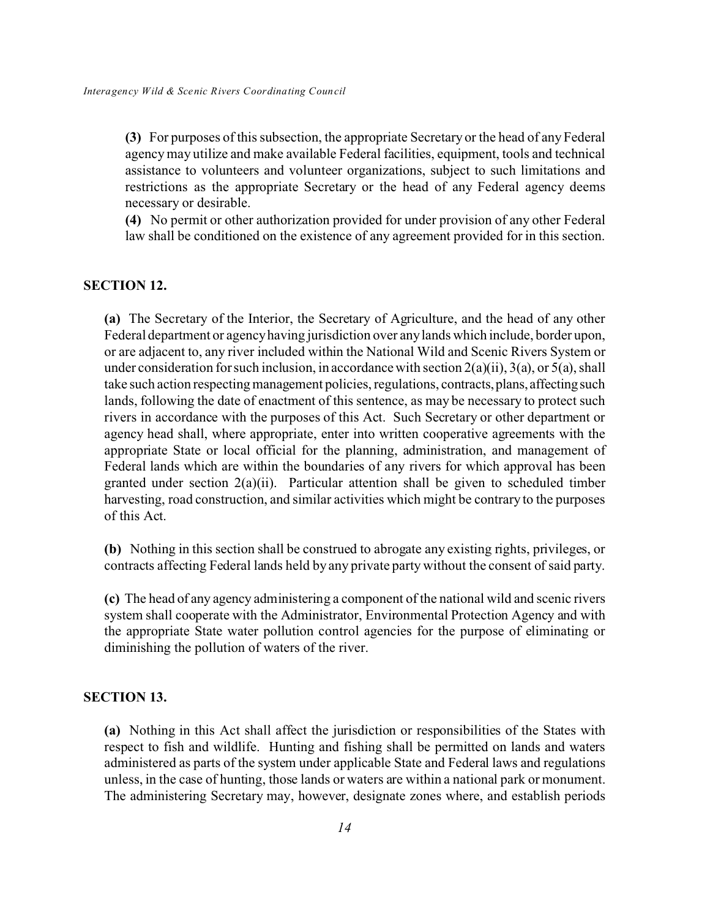**(3)** For purposes of this subsection, the appropriate Secretary or the head of any Federal agency may utilize and make available Federal facilities, equipment, tools and technical assistance to volunteers and volunteer organizations, subject to such limitations and restrictions as the appropriate Secretary or the head of any Federal agency deems necessary or desirable.

**(4)** No permit or other authorization provided for under provision of any other Federal law shall be conditioned on the existence of any agreement provided for in this section.

## SECTION 12.

**(a)** The Secretary of the Interior, the Secretary of Agriculture, and the head of any other Federal department or agency having jurisdiction over any lands which include, border upon, or are adjacent to, any river included within the National Wild and Scenic Rivers System or under consideration for such inclusion, in accordance with section 2(a)(ii), 3(a), or 5(a), shall take such action respecting management policies, regulations, contracts, plans, affecting such lands, following the date of enactment of this sentence, as may be necessary to protect such rivers in accordance with the purposes of this Act. Such Secretary or other department or agency head shall, where appropriate, enter into written cooperative agreements with the appropriate State or local official for the planning, administration, and management of Federal lands which are within the boundaries of any rivers for which approval has been granted under section 2(a)(ii). Particular attention shall be given to scheduled timber harvesting, road construction, and similar activities which might be contrary to the purposes of this Act.

**(b)** Nothing in this section shall be construed to abrogate any existing rights, privileges, or contracts affecting Federal lands held by any private party without the consent of said party.

**(c)** The head of any agency administering a component of the national wild and scenic rivers system shall cooperate with the Administrator, Environmental Protection Agency and with the appropriate State water pollution control agencies for the purpose of eliminating or diminishing the pollution of waters of the river.

## SECTION 13.

**(a)** Nothing in this Act shall affect the jurisdiction or responsibilities of the States with respect to fish and wildlife. Hunting and fishing shall be permitted on lands and waters administered as parts of the system under applicable State and Federal laws and regulations unless, in the case of hunting, those lands or waters are within a national park or monument. The administering Secretary may, however, designate zones where, and establish periods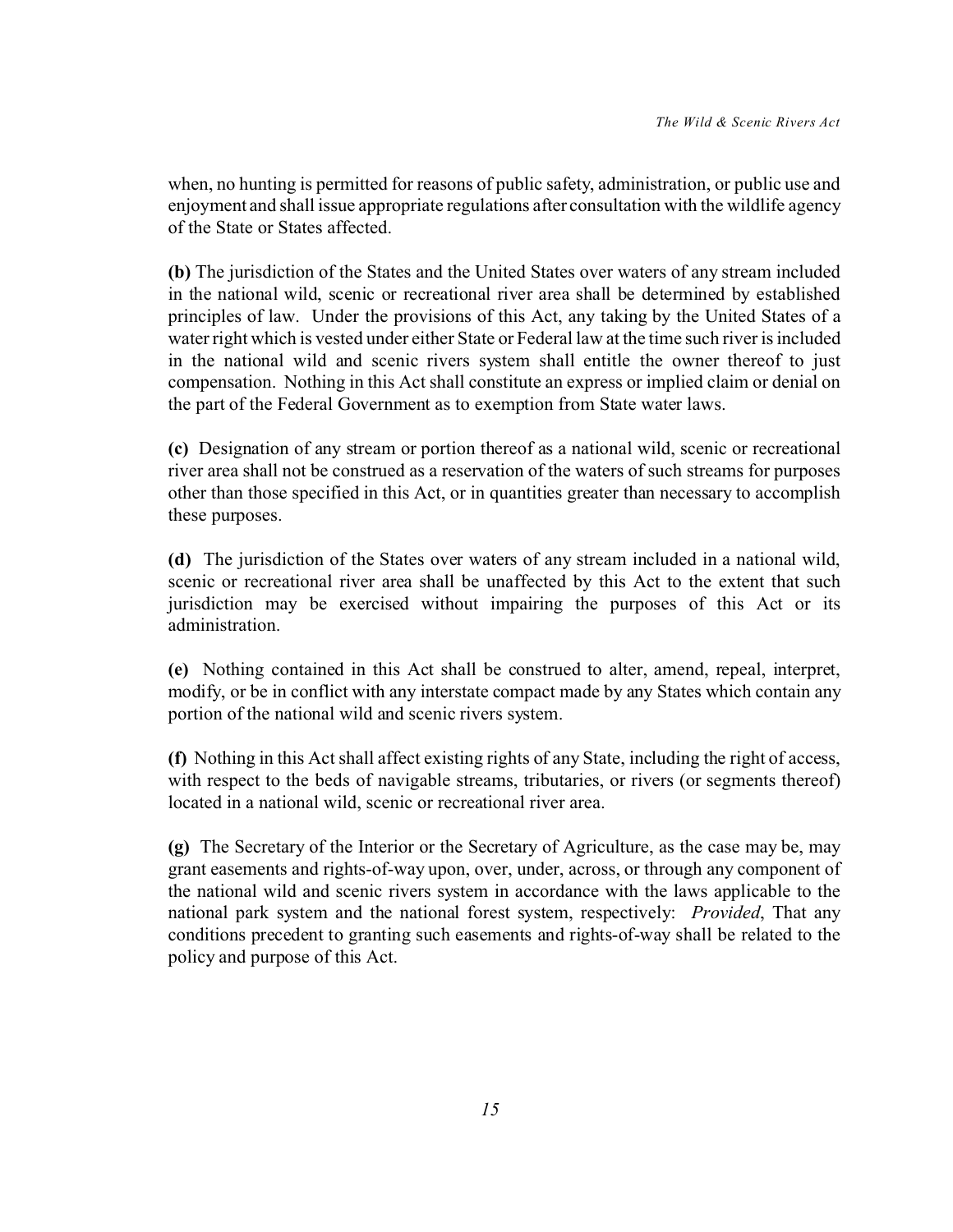when, no hunting is permitted for reasons of public safety, administration, or public use and enjoyment and shall issue appropriate regulations after consultation with the wildlife agency of the State or States affected.

**(b)** The jurisdiction of the States and the United States over waters of any stream included in the national wild, scenic or recreational river area shall be determined by established principles of law. Under the provisions of this Act, any taking by the United States of a water right which is vested under either State or Federal law at the time such river is included in the national wild and scenic rivers system shall entitle the owner thereof to just compensation. Nothing in this Act shall constitute an express or implied claim or denial on the part of the Federal Government as to exemption from State water laws.

**(c)** Designation of any stream or portion thereof as a national wild, scenic or recreational river area shall not be construed as a reservation of the waters of such streams for purposes other than those specified in this Act, or in quantities greater than necessary to accomplish these purposes.

**(d)** The jurisdiction of the States over waters of any stream included in a national wild, scenic or recreational river area shall be unaffected by this Act to the extent that such jurisdiction may be exercised without impairing the purposes of this Act or its administration.

**(e)** Nothing contained in this Act shall be construed to alter, amend, repeal, interpret, modify, or be in conflict with any interstate compact made by any States which contain any portion of the national wild and scenic rivers system.

**(f)** Nothing in this Act shall affect existing rights of any State, including the right of access, with respect to the beds of navigable streams, tributaries, or rivers (or segments thereof) located in a national wild, scenic or recreational river area.

**(g)** The Secretary of the Interior or the Secretary of Agriculture, as the case may be, may grant easements and rights-of-way upon, over, under, across, or through any component of the national wild and scenic rivers system in accordance with the laws applicable to the national park system and the national forest system, respectively: *Provided*, That any conditions precedent to granting such easements and rights-of-way shall be related to the policy and purpose of this Act.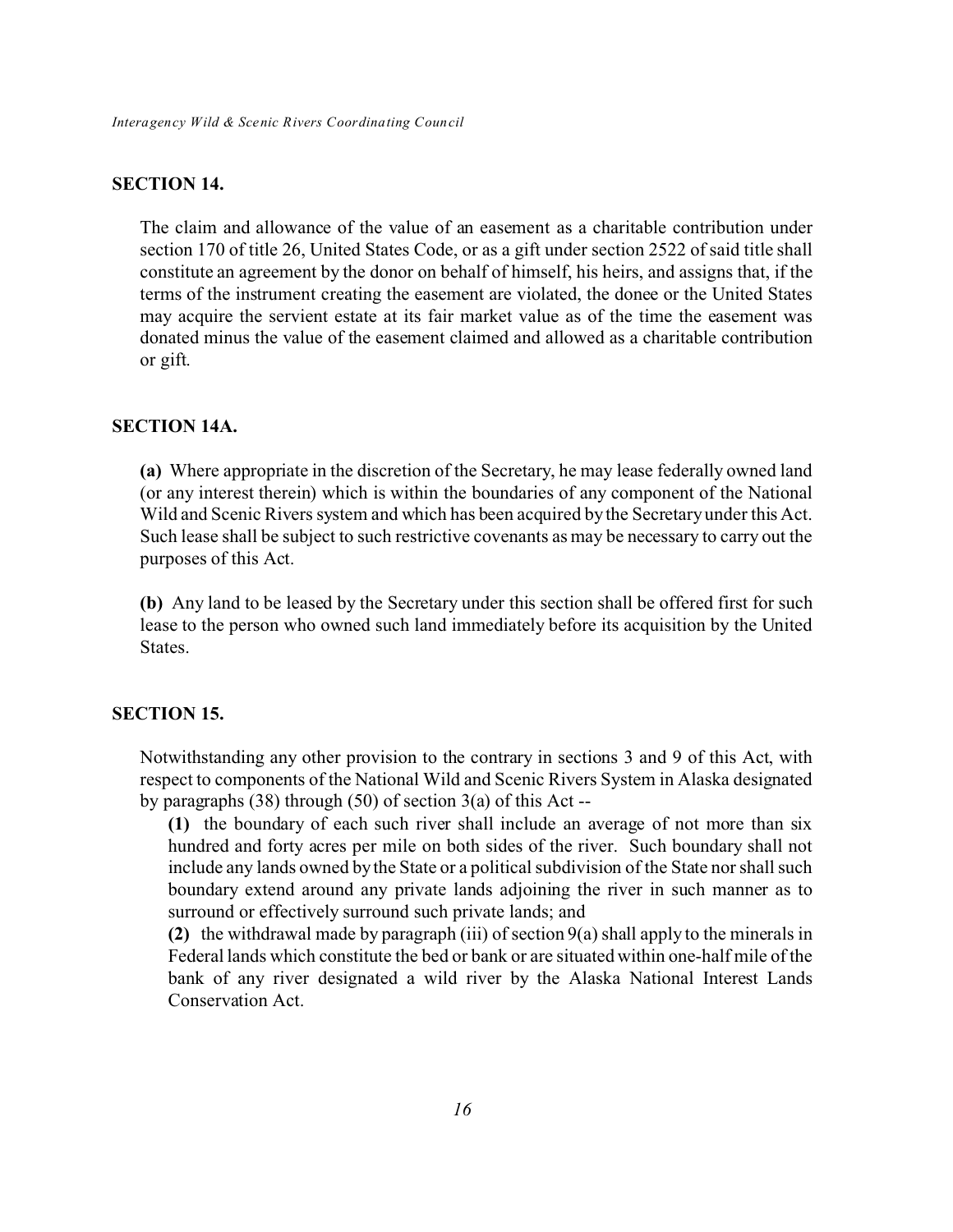## SECTION 14.

The claim and allowance of the value of an easement as a charitable contribution under section 170 of title 26, United States Code, or as a gift under section 2522 of said title shall constitute an agreement by the donor on behalf of himself, his heirs, and assigns that, if the terms of the instrument creating the easement are violated, the donee or the United States may acquire the servient estate at its fair market value as of the time the easement was donated minus the value of the easement claimed and allowed as a charitable contribution or gift.

## SECTION 14A.

**(a)** Where appropriate in the discretion of the Secretary, he may lease federally owned land (or any interest therein) which is within the boundaries of any component of the National Wild and Scenic Rivers system and which has been acquired by the Secretary under this Act. Such lease shall be subject to such restrictive covenants as may be necessary to carry out the purposes of this Act.

**(b)** Any land to be leased by the Secretary under this section shall be offered first for such lease to the person who owned such land immediately before its acquisition by the United States.

## SECTION 15.

Notwithstanding any other provision to the contrary in sections 3 and 9 of this Act, with respect to components of the National Wild and Scenic Rivers System in Alaska designated by paragraphs (38) through (50) of section 3(a) of this Act --

**(1)** the boundary of each such river shall include an average of not more than six hundred and forty acres per mile on both sides of the river. Such boundary shall not include any lands owned by the State or a political subdivision of the State nor shall such boundary extend around any private lands adjoining the river in such manner as to surround or effectively surround such private lands; and

**(2)** the withdrawal made by paragraph (iii) of section 9(a) shall apply to the minerals in Federal lands which constitute the bed or bank or are situated within one-half mile of the bank of any river designated a wild river by the Alaska National Interest Lands Conservation Act.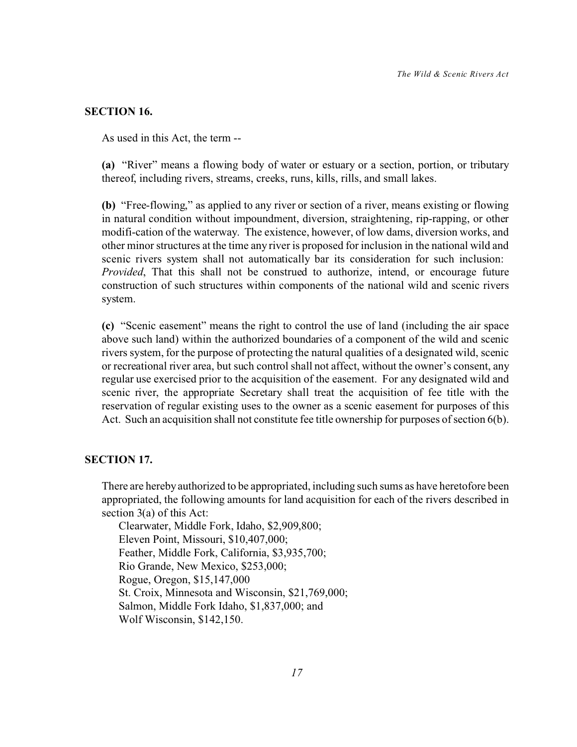## SECTION 16.

As used in this Act, the term --

**(a)** "River" means a flowing body of water or estuary or a section, portion, or tributary thereof, including rivers, streams, creeks, runs, kills, rills, and small lakes.

**(b)** "Free-flowing," as applied to any river or section of a river, means existing or flowing in natural condition without impoundment, diversion, straightening, rip-rapping, or other modifi-cation of the waterway. The existence, however, of low dams, diversion works, and other minor structures at the time any river is proposed for inclusion in the national wild and scenic rivers system shall not automatically bar its consideration for such inclusion: *Provided*, That this shall not be construed to authorize, intend, or encourage future construction of such structures within components of the national wild and scenic rivers system.

**(c)** "Scenic easement" means the right to control the use of land (including the air space above such land) within the authorized boundaries of a component of the wild and scenic rivers system, for the purpose of protecting the natural qualities of a designated wild, scenic or recreational river area, but such control shall not affect, without the owner's consent, any regular use exercised prior to the acquisition of the easement. For any designated wild and scenic river, the appropriate Secretary shall treat the acquisition of fee title with the reservation of regular existing uses to the owner as a scenic easement for purposes of this Act. Such an acquisition shall not constitute fee title ownership for purposes of section 6(b).

## SECTION 17.

There are hereby authorized to be appropriated, including such sums as have heretofore been appropriated, the following amounts for land acquisition for each of the rivers described in section 3(a) of this Act:

Clearwater, Middle Fork, Idaho, $2,909,800;
Eleven Point, Missouri, $10,407,000;
Feather, Middle Fork, California, $3,935,700;
Rio Grande, New Mexico, $253,000;
Rogue, Oregon, $15,147,000
St. Croix, Minnesota and Wisconsin, $21,769,000;
Salmon, Middle Fork Idaho, $1,837,000; and
Wolf Wisconsin, $142,150.